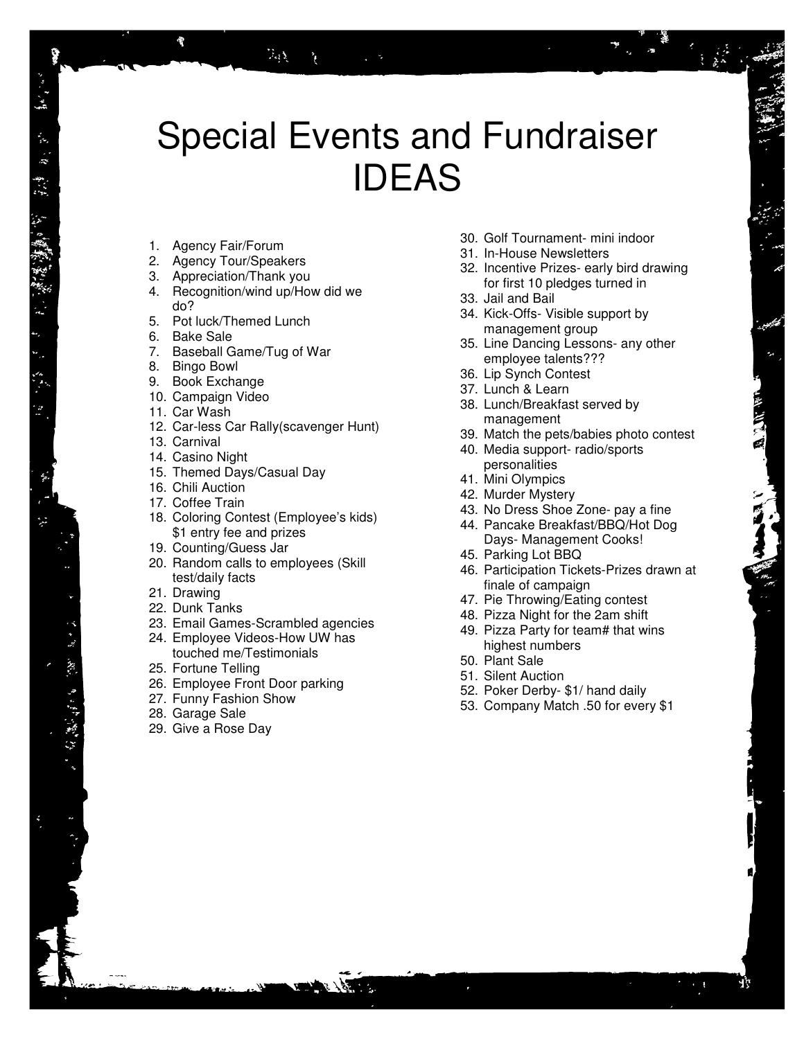# Special Events and Fundraiser IDEAS

1. Agency Fair/Forum
2. Agency Tour/Speakers
3. Appreciation/Thank you
4. Recognition/wind up/How did we do?
5. Pot luck/Themed Lunch
6. Bake Sale
7. Baseball Game/Tug of War
8. Bingo Bowl
9. Book Exchange
10. Campaign Video
11. Car Wash
12. Car-less Car Rally(scavenger Hunt)
13. Carnival
14. Casino Night
15. Themed Days/Casual Day
16. Chili Auction
17. Coffee Train
18. Coloring Contest (Employee's kids) $1 entry fee and prizes
19. Counting/Guess Jar
20. Random calls to employees (Skill test/daily facts
21. Drawing
22. Dunk Tanks
23. Email Games-Scrambled agencies
24. Employee Videos-How UW has touched me/Testimonials
25. Fortune Telling
26. Employee Front Door parking
27. Funny Fashion Show
28. Garage Sale
29. Give a Rose Day
30. Golf Tournament- mini indoor
31. In-House Newsletters
32. Incentive Prizes- early bird drawing for first 10 pledges turned in
33. Jail and Bail
34. Kick-Offs- Visible support by management group
35. Line Dancing Lessons- any other employee talents???
36. Lip Synch Contest
37. Lunch & Learn
38. Lunch/Breakfast served by management
39. Match the pets/babies photo contest
40. Media support- radio/sports personalities
41. Mini Olympics
42. Murder Mystery
43. No Dress Shoe Zone- pay a fine
44. Pancake Breakfast/BBQ/Hot Dog Days- Management Cooks!
45. Parking Lot BBQ
46. Participation Tickets-Prizes drawn at finale of campaign
47. Pie Throwing/Eating contest
48. Pizza Night for the 2am shift
49. Pizza Party for team# that wins highest numbers
50. Plant Sale
51. Silent Auction
52. Poker Derby- $1/ hand daily
53. Company Match .50 for every $1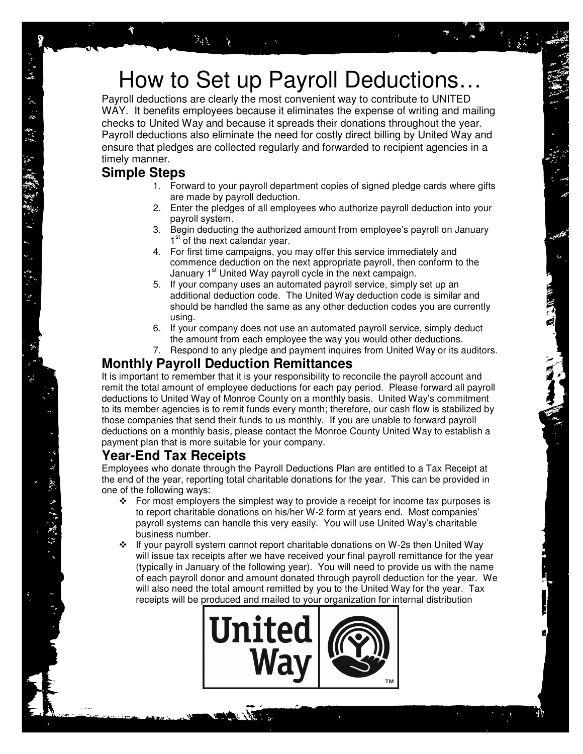# How to Set up Payroll Deductions…

Payroll deductions are clearly the most convenient way to contribute to UNITED WAY. It benefits employees because it eliminates the expense of writing and mailing checks to United Way and because it spreads their donations throughout the year. Payroll deductions also eliminate the need for costly direct billing by United Way and ensure that pledges are collected regularly and forwarded to recipient agencies in a timely manner.

## Simple Steps

1. Forward to your payroll department copies of signed pledge cards where gifts are made by payroll deduction.
2. Enter the pledges of all employees who authorize payroll deduction into your payroll system.
3. Begin deducting the authorized amount from employee's payroll on January 1st of the next calendar year.
4. For first time campaigns, you may offer this service immediately and commence deduction on the next appropriate payroll, then conform to the January 1st United Way payroll cycle in the next campaign.
5. If your company uses an automated payroll service, simply set up an additional deduction code. The United Way deduction code is similar and should be handled the same as any other deduction codes you are currently using.
6. If your company does not use an automated payroll service, simply deduct the amount from each employee the way you would other deductions.
7. Respond to any pledge and payment inquires from United Way or its auditors.

## Monthly Payroll Deduction Remittances

It is important to remember that it is your responsibility to reconcile the payroll account and remit the total amount of employee deductions for each pay period. Please forward all payroll deductions to United Way of Monroe County on a monthly basis. United Way's commitment to its member agencies is to remit funds every month; therefore, our cash flow is stabilized by those companies that send their funds to us monthly. If you are unable to forward payroll deductions on a monthly basis, please contact the Monroe County United Way to establish a payment plan that is more suitable for your company.

## Year-End Tax Receipts

Employees who donate through the Payroll Deductions Plan are entitled to a Tax Receipt at the end of the year, reporting total charitable donations for the year. This can be provided in one of the following ways:

- For most employers the simplest way to provide a receipt for income tax purposes is to report charitable donations on his/her W-2 form at years end. Most companies' payroll systems can handle this very easily. You will use United Way's charitable business number.
- If your payroll system cannot report charitable donations on W-2s then United Way will issue tax receipts after we have received your final payroll remittance for the year (typically in January of the following year). You will need to provide us with the name of each payroll donor and amount donated through payroll deduction for the year. We will also need the total amount remitted by you to the United Way for the year. Tax receipts will be produced and mailed to your organization for internal distribution

United Way™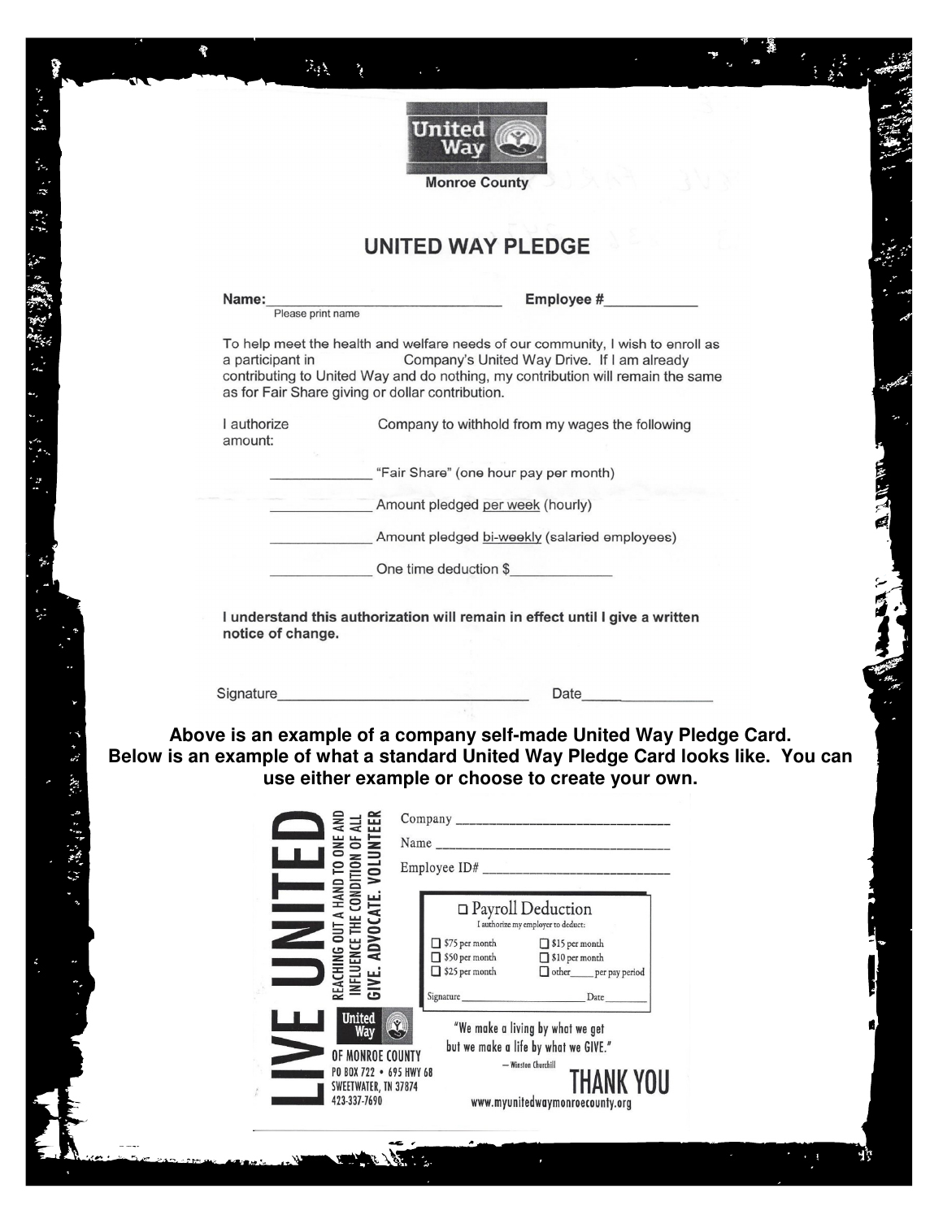United Way

Monroe County

# UNITED WAY PLEDGE

**Name:**______________________________ **Employee #**____________
Please print name

To help meet the health and welfare needs of our community, I wish to enroll as a participant in Company's United Way Drive. If I am already contributing to United Way and do nothing, my contribution will remain the same as for Fair Share giving or dollar contribution.

I authorize Company to withhold from my wages the following amount:

_____________ "Fair Share" (one hour pay per month)

_____________ Amount pledged per week (hourly)

_____________ Amount pledged bi-weekly (salaried employees)

_____________ One time deduction $_____________

**I understand this authorization will remain in effect until I give a written notice of change.**

Signature_______________________________ Date_________________

**Above is an example of a company self-made United Way Pledge Card.
Below is an example of what a standard United Way Pledge Card looks like. You can use either example or choose to create your own.**

LIVE UNITED

REACHING OUT A HAND TO ONE AND INFLUENCE THE CONDITION OF ALL
GIVE. ADVOCATE. VOLUNTEER

Company _______________________________

Name _______________________________

Employee ID# _______________________________

☐ Payroll Deduction
I authorize my employer to deduct:

- ☐ $75 per month
- ☐ $50 per month
- ☐ $25 per month
- ☐ $15 per month
- ☐ $10 per month
- ☐ other_____ per pay period

Signature _______________________ Date ________

United Way

OF MONROE COUNTY
PO BOX 722 • 695 HWY 68
SWEETWATER, TN 37874
423-337-7690

"We make a living by what we get but we make a life by what we GIVE."
— Winston Churchill

THANK YOU

www.myunitedwaymonroecounty.org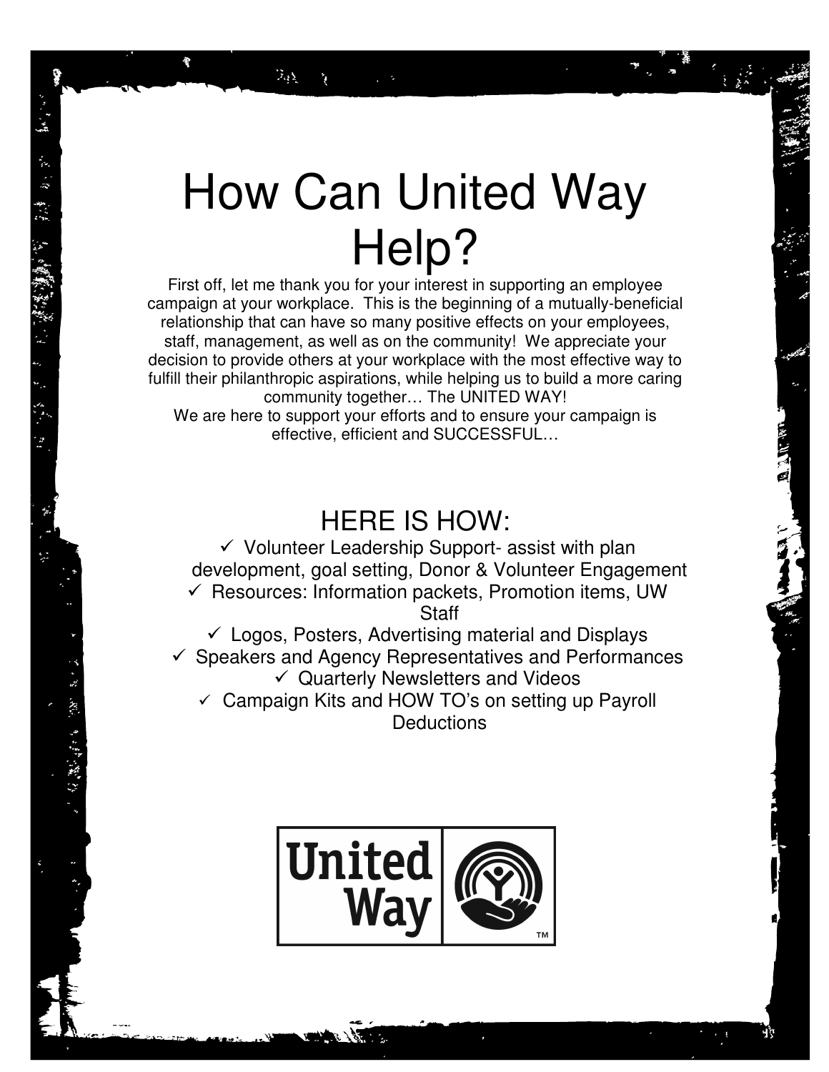# How Can United Way Help?

First off, let me thank you for your interest in supporting an employee campaign at your workplace. This is the beginning of a mutually-beneficial relationship that can have so many positive effects on your employees, staff, management, as well as on the community! We appreciate your decision to provide others at your workplace with the most effective way to fulfill their philanthropic aspirations, while helping us to build a more caring community together… The UNITED WAY!

We are here to support your efforts and to ensure your campaign is effective, efficient and SUCCESSFUL…

## HERE IS HOW:

- ✓ Volunteer Leadership Support- assist with plan development, goal setting, Donor & Volunteer Engagement
- ✓ Resources: Information packets, Promotion items, UW Staff
- ✓ Logos, Posters, Advertising material and Displays
- ✓ Speakers and Agency Representatives and Performances
- ✓ Quarterly Newsletters and Videos
- ✓ Campaign Kits and HOW TO's on setting up Payroll Deductions

United Way ™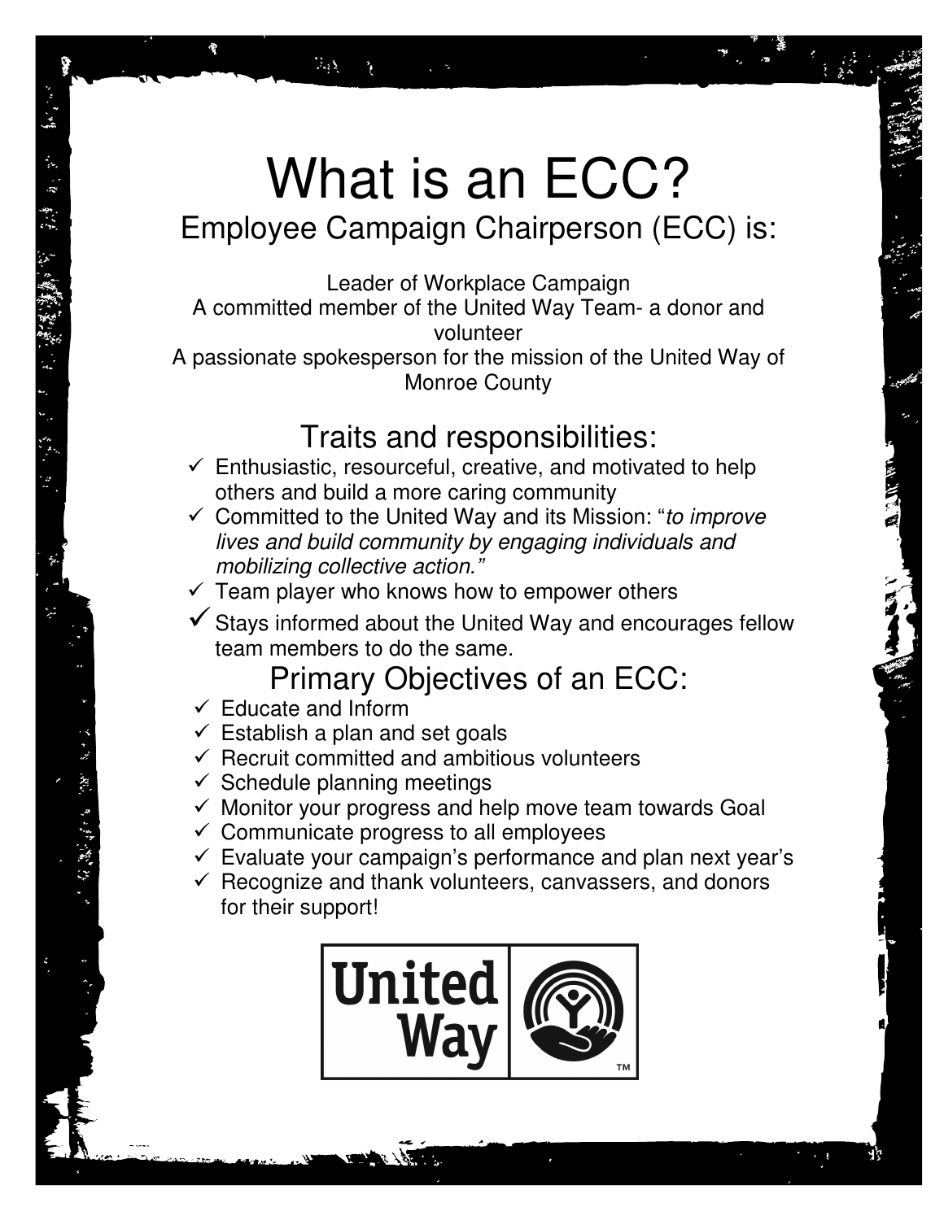# What is an ECC?

## Employee Campaign Chairperson (ECC) is:

Leader of Workplace Campaign
A committed member of the United Way Team- a donor and volunteer
A passionate spokesperson for the mission of the United Way of Monroe County

## Traits and responsibilities:

- ✓ Enthusiastic, resourceful, creative, and motivated to help others and build a more caring community
- ✓ Committed to the United Way and its Mission: "*to improve lives and build community by engaging individuals and mobilizing collective action."*
- ✓ Team player who knows how to empower others
- ✓ Stays informed about the United Way and encourages fellow team members to do the same.

## Primary Objectives of an ECC:

- ✓ Educate and Inform
- ✓ Establish a plan and set goals
- ✓ Recruit committed and ambitious volunteers
- ✓ Schedule planning meetings
- ✓ Monitor your progress and help move team towards Goal
- ✓ Communicate progress to all employees
- ✓ Evaluate your campaign's performance and plan next year's
- ✓ Recognize and thank volunteers, canvassers, and donors for their support!

United Way ™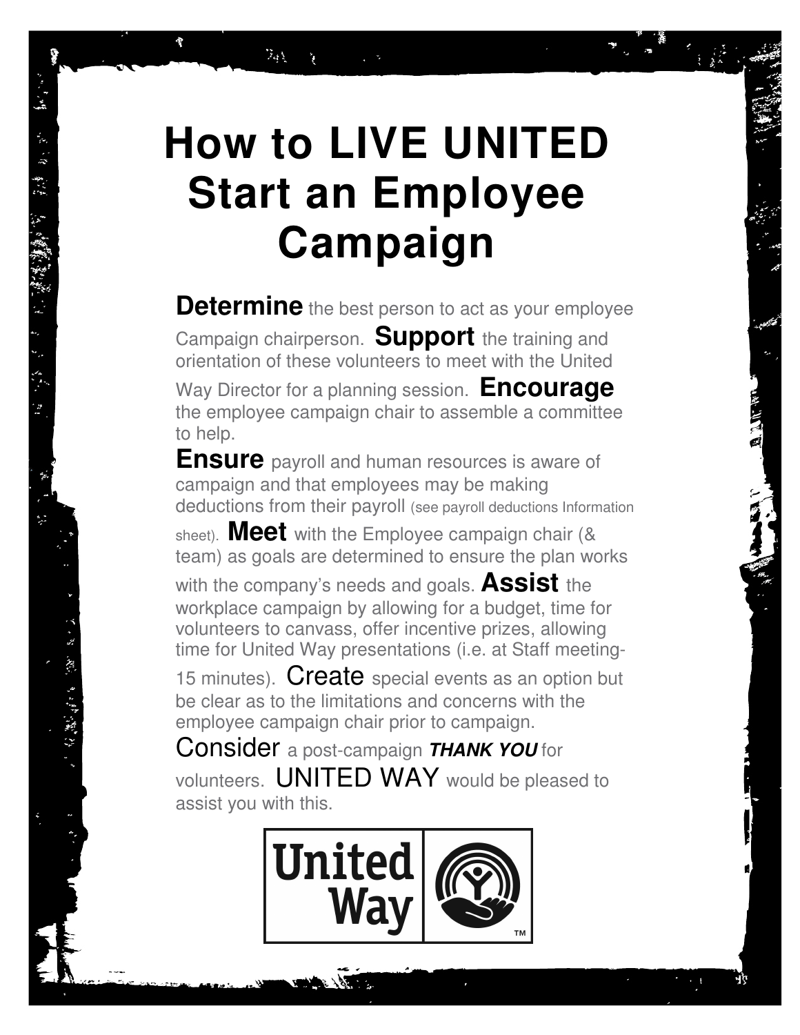# How to LIVE UNITED Start an Employee Campaign

**Determine** the best person to act as your employee Campaign chairperson. **Support** the training and orientation of these volunteers to meet with the United Way Director for a planning session. **Encourage** the employee campaign chair to assemble a committee to help.

**Ensure** payroll and human resources is aware of campaign and that employees may be making deductions from their payroll (see payroll deductions Information sheet). **Meet** with the Employee campaign chair (& team) as goals are determined to ensure the plan works with the company's needs and goals. **Assist** the workplace campaign by allowing for a budget, time for volunteers to canvass, offer incentive prizes, allowing time for United Way presentations (i.e. at Staff meeting- 15 minutes). Create special events as an option but be clear as to the limitations and concerns with the employee campaign chair prior to campaign.

Consider a post-campaign ***THANK YOU*** for volunteers. UNITED WAY would be pleased to assist you with this.

United Way ™